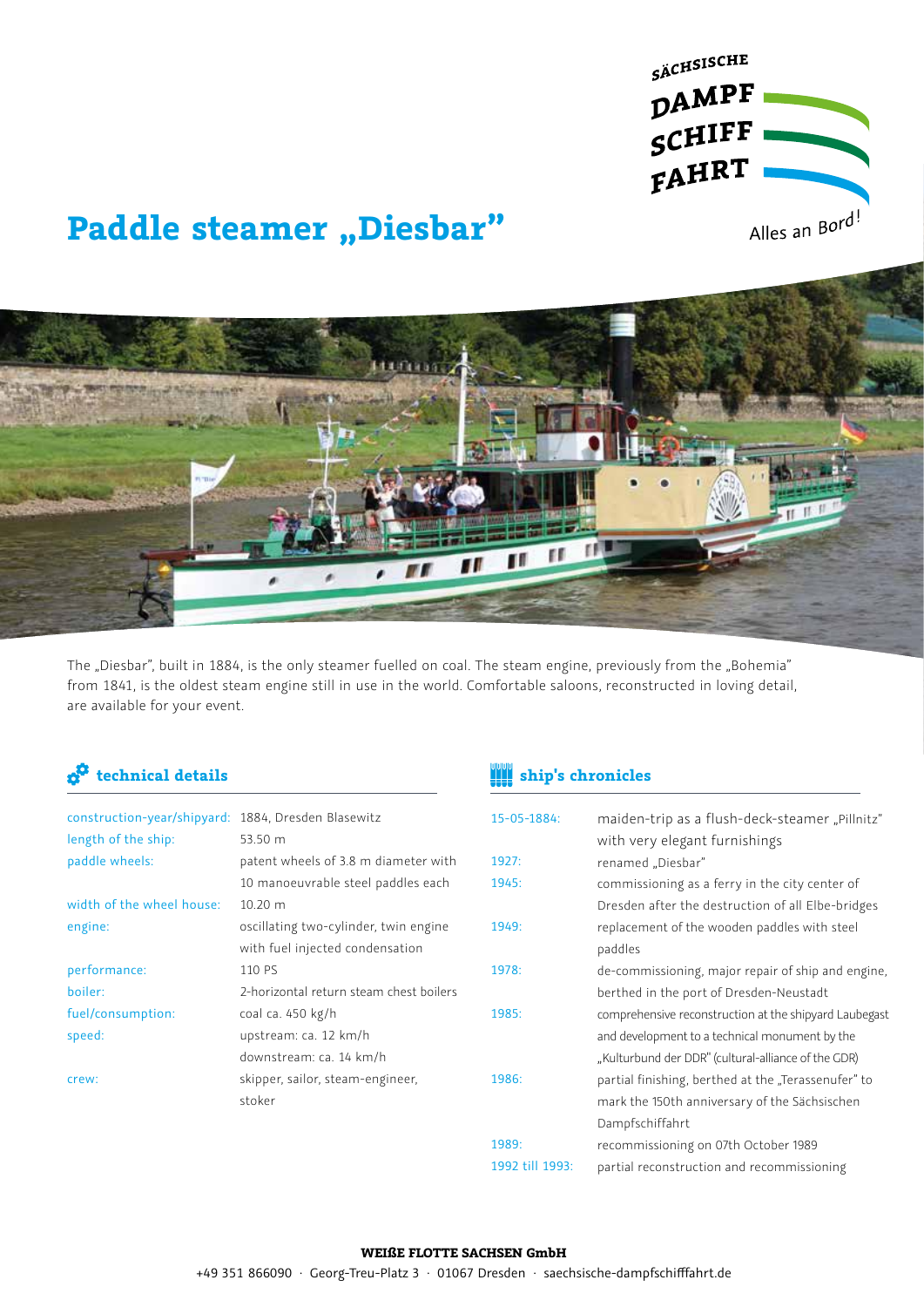SÄCHSISCHE DAMPF SCHIFF FAHRT

Alles an Bord!

# Paddle steamer „Diesbar"

The „Diesbar", built in 1884, is the only steamer fuelled on coal. The steam engine, previously from the „Bohemia" from 1841, is the oldest steam engine still in use in the world. Comfortable saloons, reconstructed in loving detail, are available for your event.

## technical details

| | |
|---|---|
| construction-year/shipyard: | 1884, Dresden Blasewitz |
| length of the ship: | 53.50 m |
| paddle wheels: | patent wheels of 3.8 m diameter with 10 manoeuvrable steel paddles each |
| width of the wheel house: | 10.20 m |
| engine: | oscillating two-cylinder, twin engine with fuel injected condensation |
| performance: | 110 PS |
| boiler: | 2-horizontal return steam chest boilers |
| fuel/consumption: | coal ca. 450 kg/h |
| speed: | upstream: ca. 12 km/h<br>downstream: ca. 14 km/h |
| crew: | skipper, sailor, steam-engineer, stoker |

## ship's chronicles

| | |
|---|---|
| 15-05-1884: | maiden-trip as a flush-deck-steamer „Pillnitz" with very elegant furnishings |
| 1927: | renamed „Diesbar" |
| 1945: | commissioning as a ferry in the city center of Dresden after the destruction of all Elbe-bridges |
| 1949: | replacement of the wooden paddles with steel paddles |
| 1978: | de-commissioning, major repair of ship and engine, berthed in the port of Dresden-Neustadt |
| 1985: | comprehensive reconstruction at the shipyard Laubegast and development to a technical monument by the „Kulturbund der DDR" (cultural-alliance of the GDR) |
| 1986: | partial finishing, berthed at the „Terassenufer" to mark the 150th anniversary of the Sächsischen Dampfschiffahrt |
| 1989: | recommissioning on 07th October 1989 |
| 1992 till 1993: | partial reconstruction and recommissioning |

**WEIßE FLOTTE SACHSEN GmbH**

+49 351 866090 · Georg-Treu-Platz 3 · 01067 Dresden · saechsische-dampfschifffahrt.de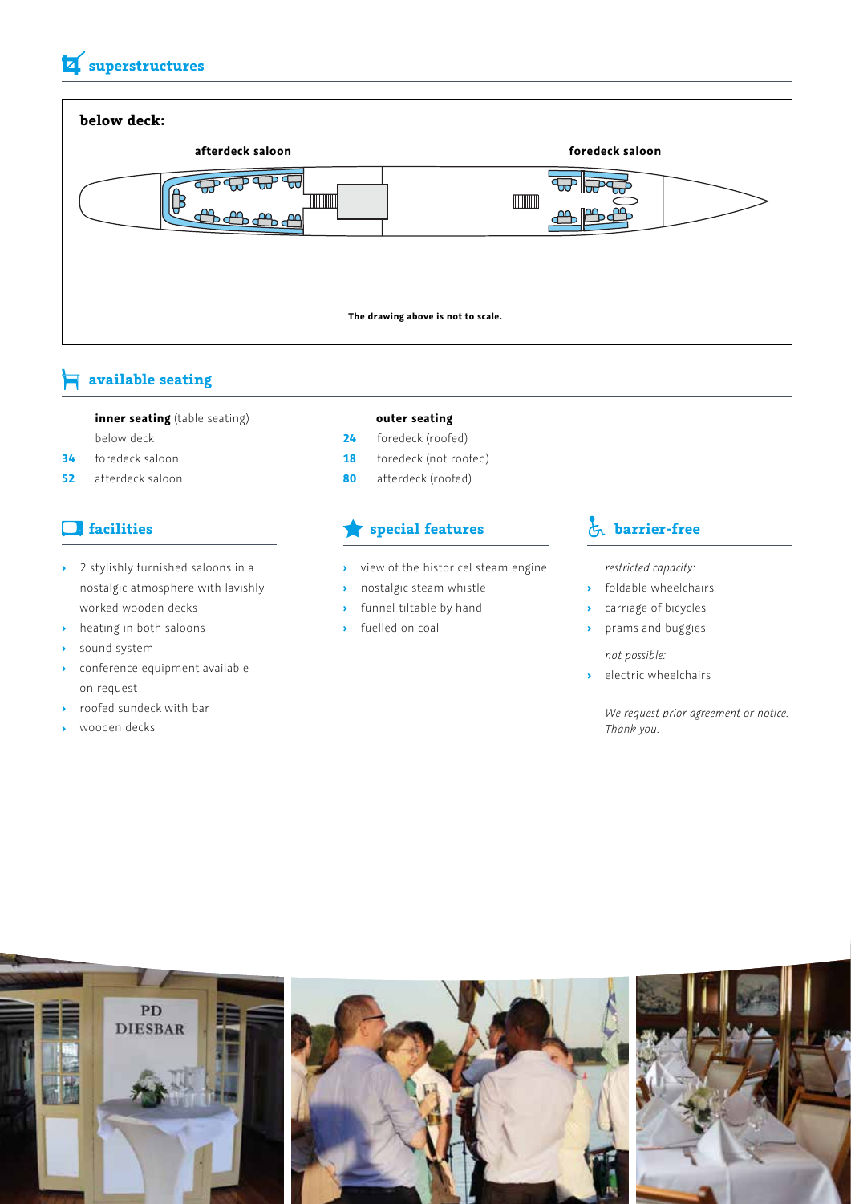## superstructures

**below deck:**

afterdeck saloon

foredeck saloon

The drawing above is not to scale.

## available seating

**inner seating** (table seating)

below deck

**34** foredeck saloon

**52** afterdeck saloon

**outer seating**

**24** foredeck (roofed)

**18** foredeck (not roofed)

**80** afterdeck (roofed)

## facilities

- 2 stylishly furnished saloons in a nostalgic atmosphere with lavishly worked wooden decks
- heating in both saloons
- sound system
- conference equipment available on request
- roofed sundeck with bar
- wooden decks

## special features

- view of the historicel steam engine
- nostalgic steam whistle
- funnel tiltable by hand
- fuelled on coal

## barrier-free

*restricted capacity:*

- foldable wheelchairs
- carriage of bicycles
- prams and buggies

*not possible:*

- electric wheelchairs

*We request prior agreement or notice. Thank you.*